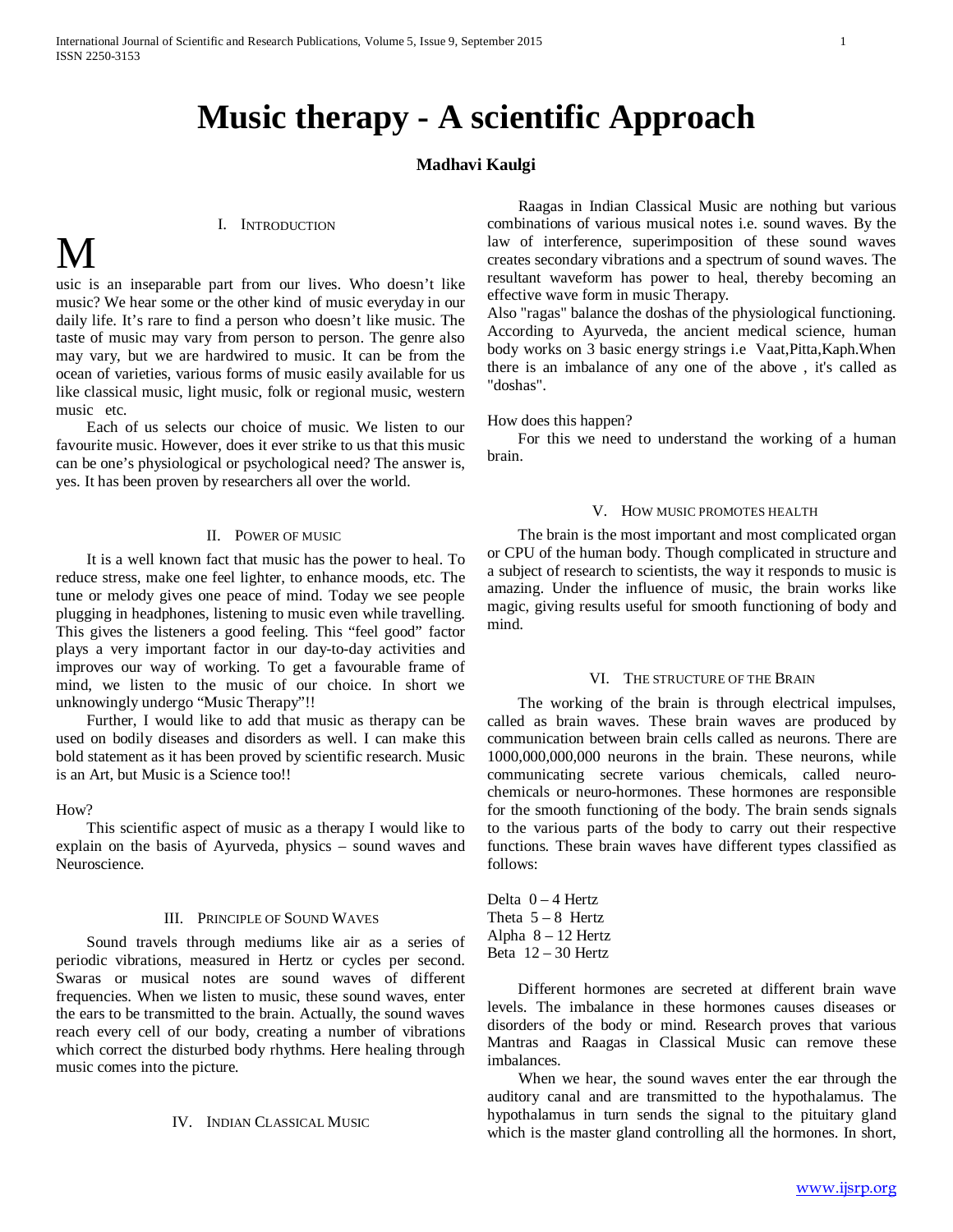# Music therapy - A scientific Approach

**Madhavi Kaulgi**

## I. Introduction

Music is an inseparable part from our lives. Who doesn't like music? We hear some or the other kind of music everyday in our daily life. It's rare to find a person who doesn't like music. The taste of music may vary from person to person. The genre also may vary, but we are hardwired to music. It can be from the ocean of varieties, various forms of music easily available for us like classical music, light music, folk or regional music, western music etc.

Each of us selects our choice of music. We listen to our favourite music. However, does it ever strike to us that this music can be one's physiological or psychological need? The answer is, yes. It has been proven by researchers all over the world.

## II. Power of music

It is a well known fact that music has the power to heal. To reduce stress, make one feel lighter, to enhance moods, etc. The tune or melody gives one peace of mind. Today we see people plugging in headphones, listening to music even while travelling. This gives the listeners a good feeling. This "feel good" factor plays a very important factor in our day-to-day activities and improves our way of working. To get a favourable frame of mind, we listen to the music of our choice. In short we unknowingly undergo "Music Therapy"!!

Further, I would like to add that music as therapy can be used on bodily diseases and disorders as well. I can make this bold statement as it has been proved by scientific research. Music is an Art, but Music is a Science too!!

How?

This scientific aspect of music as a therapy I would like to explain on the basis of Ayurveda, physics – sound waves and Neuroscience.

## III. Principle of Sound Waves

Sound travels through mediums like air as a series of periodic vibrations, measured in Hertz or cycles per second. Swaras or musical notes are sound waves of different frequencies. When we listen to music, these sound waves, enter the ears to be transmitted to the brain. Actually, the sound waves reach every cell of our body, creating a number of vibrations which correct the disturbed body rhythms. Here healing through music comes into the picture.

## IV. Indian Classical Music

Raagas in Indian Classical Music are nothing but various combinations of various musical notes i.e. sound waves. By the law of interference, superimposition of these sound waves creates secondary vibrations and a spectrum of sound waves. The resultant waveform has power to heal, thereby becoming an effective wave form in music Therapy.

Also "ragas" balance the doshas of the physiological functioning. According to Ayurveda, the ancient medical science, human body works on 3 basic energy strings i.e Vaat,Pitta,Kaph.When there is an imbalance of any one of the above , it's called as "doshas".

How does this happen?

For this we need to understand the working of a human brain.

## V. How music promotes health

The brain is the most important and most complicated organ or CPU of the human body. Though complicated in structure and a subject of research to scientists, the way it responds to music is amazing. Under the influence of music, the brain works like magic, giving results useful for smooth functioning of body and mind.

## VI. The structure of the Brain

The working of the brain is through electrical impulses, called as brain waves. These brain waves are produced by communication between brain cells called as neurons. There are 1000,000,000,000 neurons in the brain. These neurons, while communicating secrete various chemicals, called neuro-chemicals or neuro-hormones. These hormones are responsible for the smooth functioning of the body. The brain sends signals to the various parts of the body to carry out their respective functions. These brain waves have different types classified as follows:

Delta 0 – 4 Hertz
Theta 5 – 8 Hertz
Alpha 8 – 12 Hertz
Beta 12 – 30 Hertz

Different hormones are secreted at different brain wave levels. The imbalance in these hormones causes diseases or disorders of the body or mind. Research proves that various Mantras and Raagas in Classical Music can remove these imbalances.

When we hear, the sound waves enter the ear through the auditory canal and are transmitted to the hypothalamus. The hypothalamus in turn sends the signal to the pituitary gland which is the master gland controlling all the hormones. In short,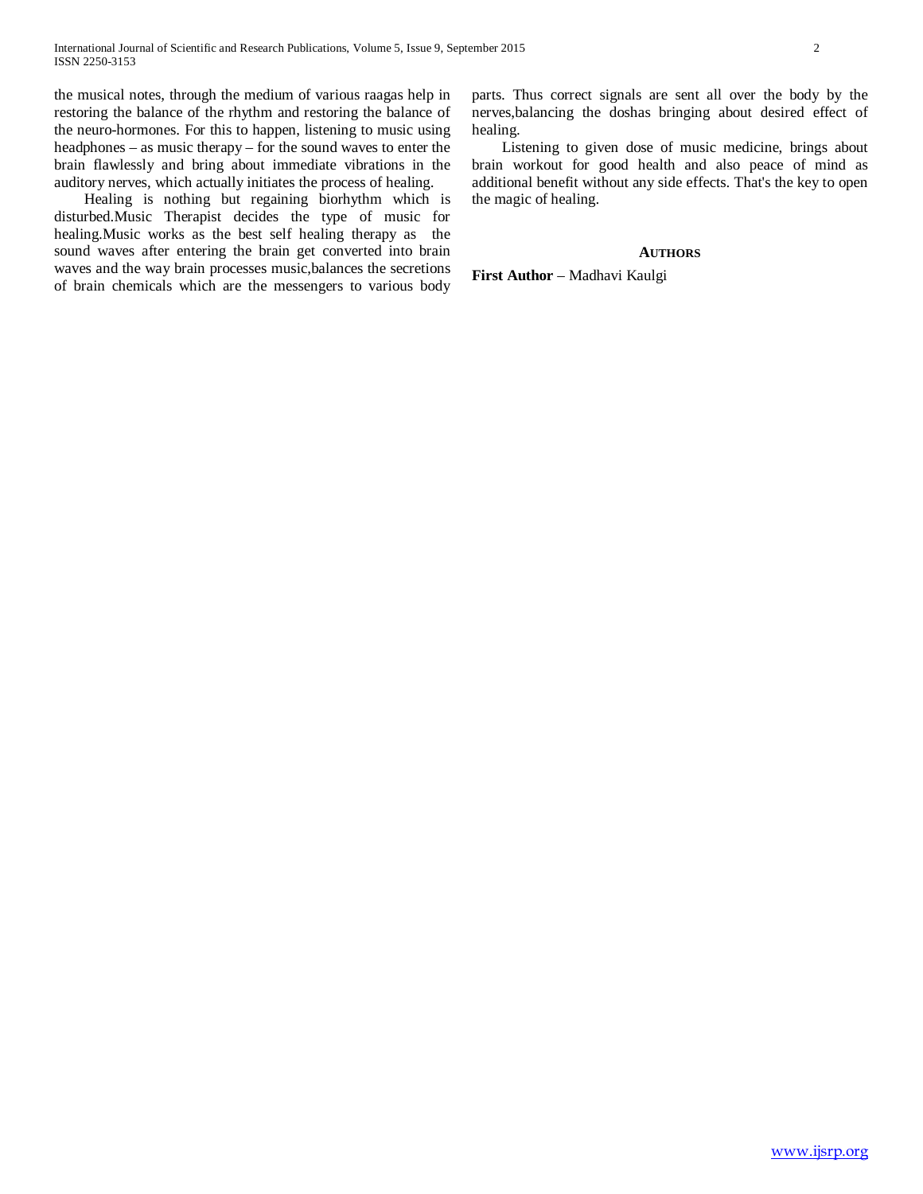the musical notes, through the medium of various raagas help in restoring the balance of the rhythm and restoring the balance of the neuro-hormones. For this to happen, listening to music using headphones – as music therapy – for the sound waves to enter the brain flawlessly and bring about immediate vibrations in the auditory nerves, which actually initiates the process of healing.

Healing is nothing but regaining biorhythm which is disturbed.Music Therapist decides the type of music for healing.Music works as the best self healing therapy as the sound waves after entering the brain get converted into brain waves and the way brain processes music,balances the secretions of brain chemicals which are the messengers to various body parts. Thus correct signals are sent all over the body by the nerves,balancing the doshas bringing about desired effect of healing.

Listening to given dose of music medicine, brings about brain workout for good health and also peace of mind as additional benefit without any side effects. That's the key to open the magic of healing.

## Authors

**First Author** – Madhavi Kaulgi